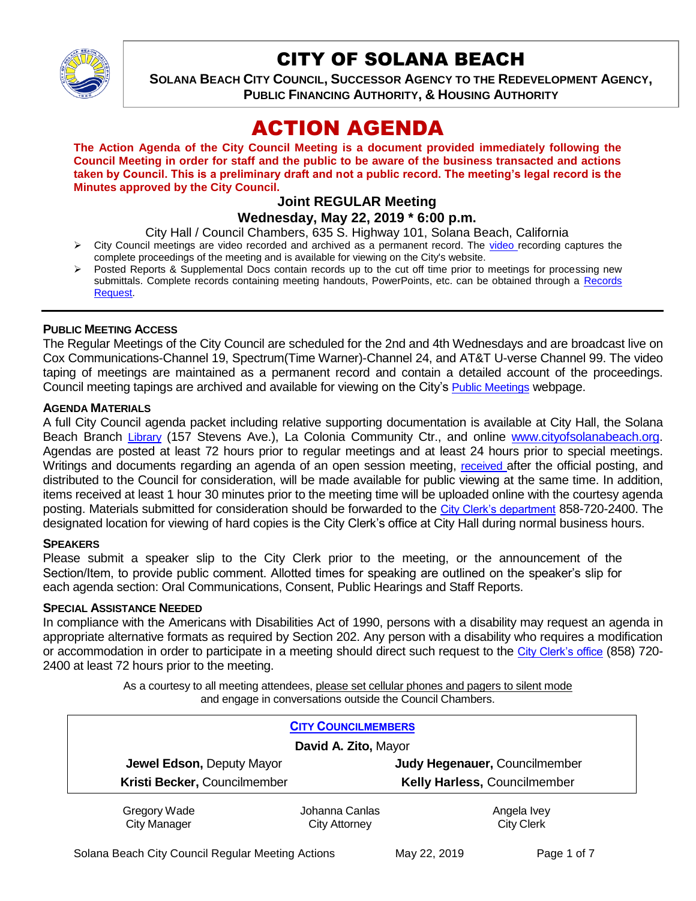# CITY OF SOLANA BEACH

**SOLANA BEACH CITY COUNCIL, SUCCESSOR AGENCY TO THE REDEVELOPMENT AGENCY, PUBLIC FINANCING AUTHORITY, & HOUSING AUTHORITY**

# ACTION AGENDA

**The Action Agenda of the City Council Meeting is a document provided immediately following the Council Meeting in order for staff and the public to be aware of the business transacted and actions taken by Council. This is a preliminary draft and not a public record. The meeting's legal record is the Minutes approved by the City Council.**

## Joint REGULAR Meeting

## Wednesday, May 22, 2019 * 6:00 p.m.

City Hall / Council Chambers, 635 S. Highway 101, Solana Beach, California

- City Council meetings are video recorded and archived as a permanent record. The video recording captures the complete proceedings of the meeting and is available for viewing on the City's website.
- Posted Reports & Supplemental Docs contain records up to the cut off time prior to meetings for processing new submittals. Complete records containing meeting handouts, PowerPoints, etc. can be obtained through a Records Request.

---

### PUBLIC MEETING ACCESS

The Regular Meetings of the City Council are scheduled for the 2nd and 4th Wednesdays and are broadcast live on Cox Communications-Channel 19, Spectrum(Time Warner)-Channel 24, and AT&T U-verse Channel 99. The video taping of meetings are maintained as a permanent record and contain a detailed account of the proceedings. Council meeting tapings are archived and available for viewing on the City's Public Meetings webpage.

### AGENDA MATERIALS

A full City Council agenda packet including relative supporting documentation is available at City Hall, the Solana Beach Branch Library (157 Stevens Ave.), La Colonia Community Ctr., and online www.cityofsolanabeach.org. Agendas are posted at least 72 hours prior to regular meetings and at least 24 hours prior to special meetings. Writings and documents regarding an agenda of an open session meeting, received after the official posting, and distributed to the Council for consideration, will be made available for public viewing at the same time. In addition, items received at least 1 hour 30 minutes prior to the meeting time will be uploaded online with the courtesy agenda posting. Materials submitted for consideration should be forwarded to the City Clerk's department 858-720-2400. The designated location for viewing of hard copies is the City Clerk's office at City Hall during normal business hours.

### SPEAKERS

Please submit a speaker slip to the City Clerk prior to the meeting, or the announcement of the Section/Item, to provide public comment. Allotted times for speaking are outlined on the speaker's slip for each agenda section: Oral Communications, Consent, Public Hearings and Staff Reports.

### SPECIAL ASSISTANCE NEEDED

In compliance with the Americans with Disabilities Act of 1990, persons with a disability may request an agenda in appropriate alternative formats as required by Section 202. Any person with a disability who requires a modification or accommodation in order to participate in a meeting should direct such request to the City Clerk's office (858) 720-2400 at least 72 hours prior to the meeting.

As a courtesy to all meeting attendees, please set cellular phones and pagers to silent mode and engage in conversations outside the Council Chambers.

| CITY COUNCILMEMBERS | |
|---|---|
| **David A. Zito,** Mayor | |
| **Jewel Edson,** Deputy Mayor | **Judy Hegenauer,** Councilmember |
| **Kristi Becker,** Councilmember | **Kelly Harless,** Councilmember |

| Gregory Wade | Johanna Canlas | Angela Ivey |
|---|---|---|
| City Manager | City Attorney | City Clerk |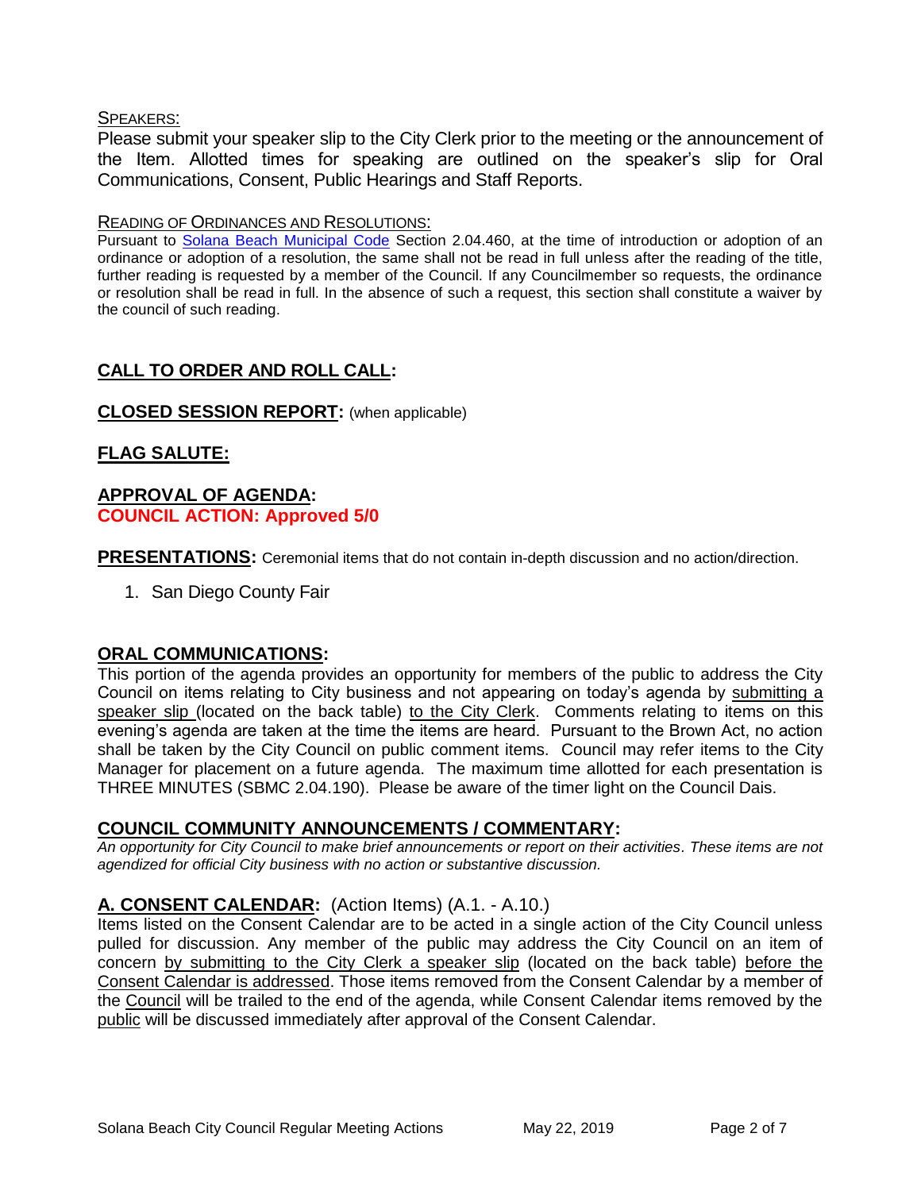SPEAKERS:

Please submit your speaker slip to the City Clerk prior to the meeting or the announcement of the Item. Allotted times for speaking are outlined on the speaker's slip for Oral Communications, Consent, Public Hearings and Staff Reports.

READING OF ORDINANCES AND RESOLUTIONS:

Pursuant to Solana Beach Municipal Code Section 2.04.460, at the time of introduction or adoption of an ordinance or adoption of a resolution, the same shall not be read in full unless after the reading of the title, further reading is requested by a member of the Council. If any Councilmember so requests, the ordinance or resolution shall be read in full. In the absence of such a request, this section shall constitute a waiver by the council of such reading.

## CALL TO ORDER AND ROLL CALL:

## CLOSED SESSION REPORT: (when applicable)

## FLAG SALUTE:

## APPROVAL OF AGENDA:

**COUNCIL ACTION: Approved 5/0**

**PRESENTATIONS:** Ceremonial items that do not contain in-depth discussion and no action/direction.

1. San Diego County Fair

## ORAL COMMUNICATIONS:

This portion of the agenda provides an opportunity for members of the public to address the City Council on items relating to City business and not appearing on today's agenda by submitting a speaker slip (located on the back table) to the City Clerk. Comments relating to items on this evening's agenda are taken at the time the items are heard. Pursuant to the Brown Act, no action shall be taken by the City Council on public comment items. Council may refer items to the City Manager for placement on a future agenda. The maximum time allotted for each presentation is THREE MINUTES (SBMC 2.04.190). Please be aware of the timer light on the Council Dais.

## COUNCIL COMMUNITY ANNOUNCEMENTS / COMMENTARY:

*An opportunity for City Council to make brief announcements or report on their activities. These items are not agendized for official City business with no action or substantive discussion.*

## A. CONSENT CALENDAR: (Action Items) (A.1. - A.10.)

Items listed on the Consent Calendar are to be acted in a single action of the City Council unless pulled for discussion. Any member of the public may address the City Council on an item of concern by submitting to the City Clerk a speaker slip (located on the back table) before the Consent Calendar is addressed. Those items removed from the Consent Calendar by a member of the Council will be trailed to the end of the agenda, while Consent Calendar items removed by the public will be discussed immediately after approval of the Consent Calendar.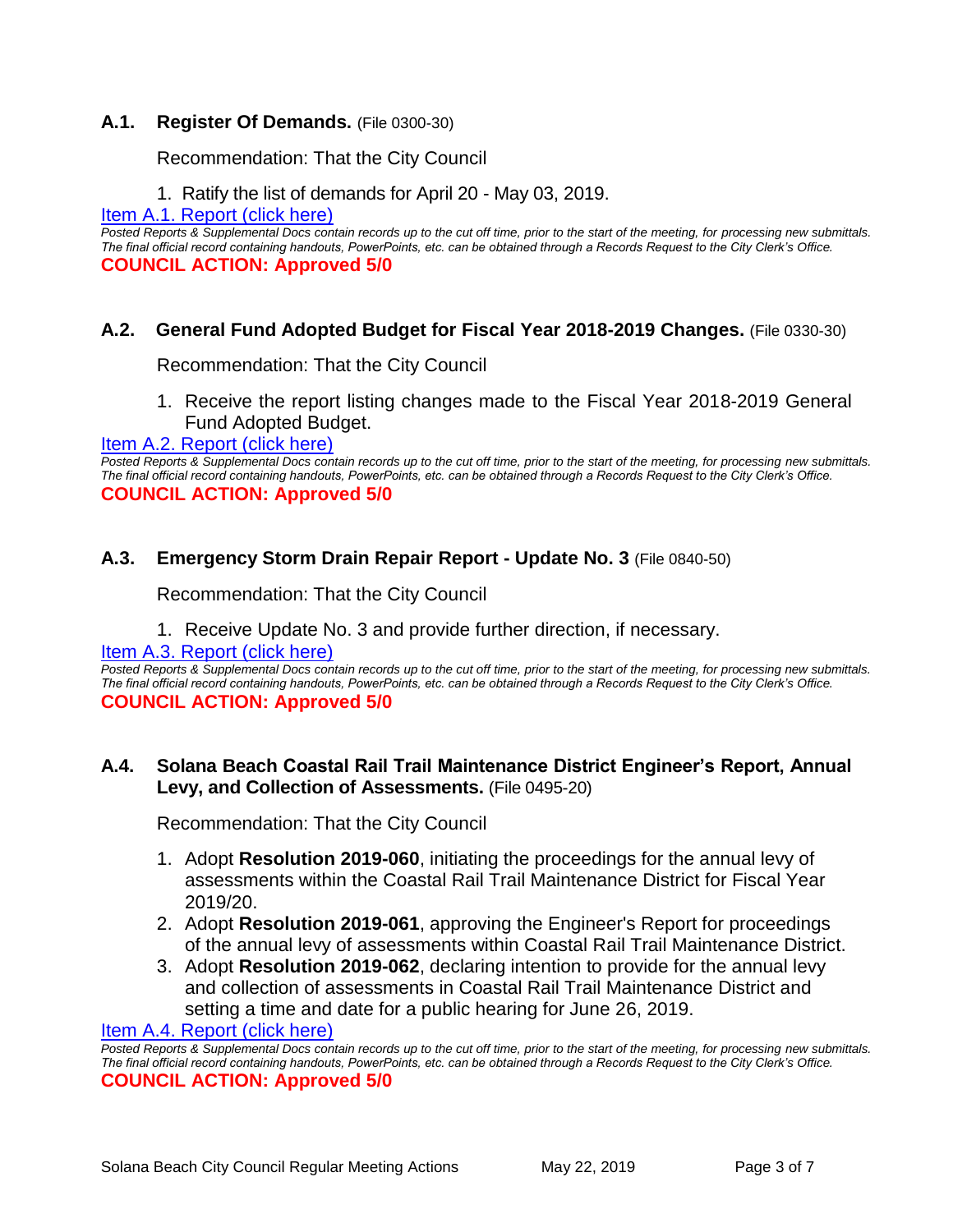### A.1. Register Of Demands. (File 0300-30)

Recommendation: That the City Council

1. Ratify the list of demands for April 20 - May 03, 2019.

Item A.1. Report (click here)

*Posted Reports & Supplemental Docs contain records up to the cut off time, prior to the start of the meeting, for processing new submittals. The final official record containing handouts, PowerPoints, etc. can be obtained through a Records Request to the City Clerk's Office.*

**COUNCIL ACTION: Approved 5/0**

### A.2. General Fund Adopted Budget for Fiscal Year 2018-2019 Changes. (File 0330-30)

Recommendation: That the City Council

1. Receive the report listing changes made to the Fiscal Year 2018-2019 General Fund Adopted Budget.

Item A.2. Report (click here)

*Posted Reports & Supplemental Docs contain records up to the cut off time, prior to the start of the meeting, for processing new submittals. The final official record containing handouts, PowerPoints, etc. can be obtained through a Records Request to the City Clerk's Office.*

**COUNCIL ACTION: Approved 5/0**

### A.3. Emergency Storm Drain Repair Report - Update No. 3 (File 0840-50)

Recommendation: That the City Council

1. Receive Update No. 3 and provide further direction, if necessary.

Item A.3. Report (click here)

*Posted Reports & Supplemental Docs contain records up to the cut off time, prior to the start of the meeting, for processing new submittals. The final official record containing handouts, PowerPoints, etc. can be obtained through a Records Request to the City Clerk's Office.*

**COUNCIL ACTION: Approved 5/0**

### A.4. Solana Beach Coastal Rail Trail Maintenance District Engineer's Report, Annual Levy, and Collection of Assessments. (File 0495-20)

Recommendation: That the City Council

1. Adopt **Resolution 2019-060**, initiating the proceedings for the annual levy of assessments within the Coastal Rail Trail Maintenance District for Fiscal Year 2019/20.
2. Adopt **Resolution 2019-061**, approving the Engineer's Report for proceedings of the annual levy of assessments within Coastal Rail Trail Maintenance District.
3. Adopt **Resolution 2019-062**, declaring intention to provide for the annual levy and collection of assessments in Coastal Rail Trail Maintenance District and setting a time and date for a public hearing for June 26, 2019.

Item A.4. Report (click here)

*Posted Reports & Supplemental Docs contain records up to the cut off time, prior to the start of the meeting, for processing new submittals. The final official record containing handouts, PowerPoints, etc. can be obtained through a Records Request to the City Clerk's Office.*

**COUNCIL ACTION: Approved 5/0**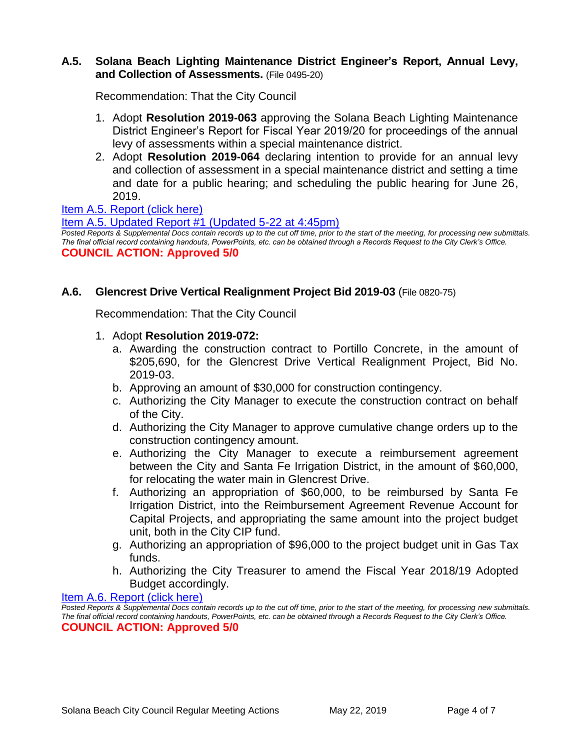### A.5. Solana Beach Lighting Maintenance District Engineer's Report, Annual Levy, and Collection of Assessments. (File 0495-20)

Recommendation: That the City Council

1. Adopt **Resolution 2019-063** approving the Solana Beach Lighting Maintenance District Engineer's Report for Fiscal Year 2019/20 for proceedings of the annual levy of assessments within a special maintenance district.
2. Adopt **Resolution 2019-064** declaring intention to provide for an annual levy and collection of assessment in a special maintenance district and setting a time and date for a public hearing; and scheduling the public hearing for June 26, 2019.

Item A.5. Report (click here)

Item A.5. Updated Report #1 (Updated 5-22 at 4:45pm)

*Posted Reports & Supplemental Docs contain records up to the cut off time, prior to the start of the meeting, for processing new submittals. The final official record containing handouts, PowerPoints, etc. can be obtained through a Records Request to the City Clerk's Office.*

**COUNCIL ACTION: Approved 5/0**

### A.6. Glencrest Drive Vertical Realignment Project Bid 2019-03 (File 0820-75)

Recommendation: That the City Council

1. Adopt **Resolution 2019-072:**
   a. Awarding the construction contract to Portillo Concrete, in the amount of $205,690, for the Glencrest Drive Vertical Realignment Project, Bid No. 2019-03.
   b. Approving an amount of $30,000 for construction contingency.
   c. Authorizing the City Manager to execute the construction contract on behalf of the City.
   d. Authorizing the City Manager to approve cumulative change orders up to the construction contingency amount.
   e. Authorizing the City Manager to execute a reimbursement agreement between the City and Santa Fe Irrigation District, in the amount of $60,000, for relocating the water main in Glencrest Drive.
   f. Authorizing an appropriation of $60,000, to be reimbursed by Santa Fe Irrigation District, into the Reimbursement Agreement Revenue Account for Capital Projects, and appropriating the same amount into the project budget unit, both in the City CIP fund.
   g. Authorizing an appropriation of $96,000 to the project budget unit in Gas Tax funds.
   h. Authorizing the City Treasurer to amend the Fiscal Year 2018/19 Adopted Budget accordingly.

Item A.6. Report (click here)

*Posted Reports & Supplemental Docs contain records up to the cut off time, prior to the start of the meeting, for processing new submittals. The final official record containing handouts, PowerPoints, etc. can be obtained through a Records Request to the City Clerk's Office.*

**COUNCIL ACTION: Approved 5/0**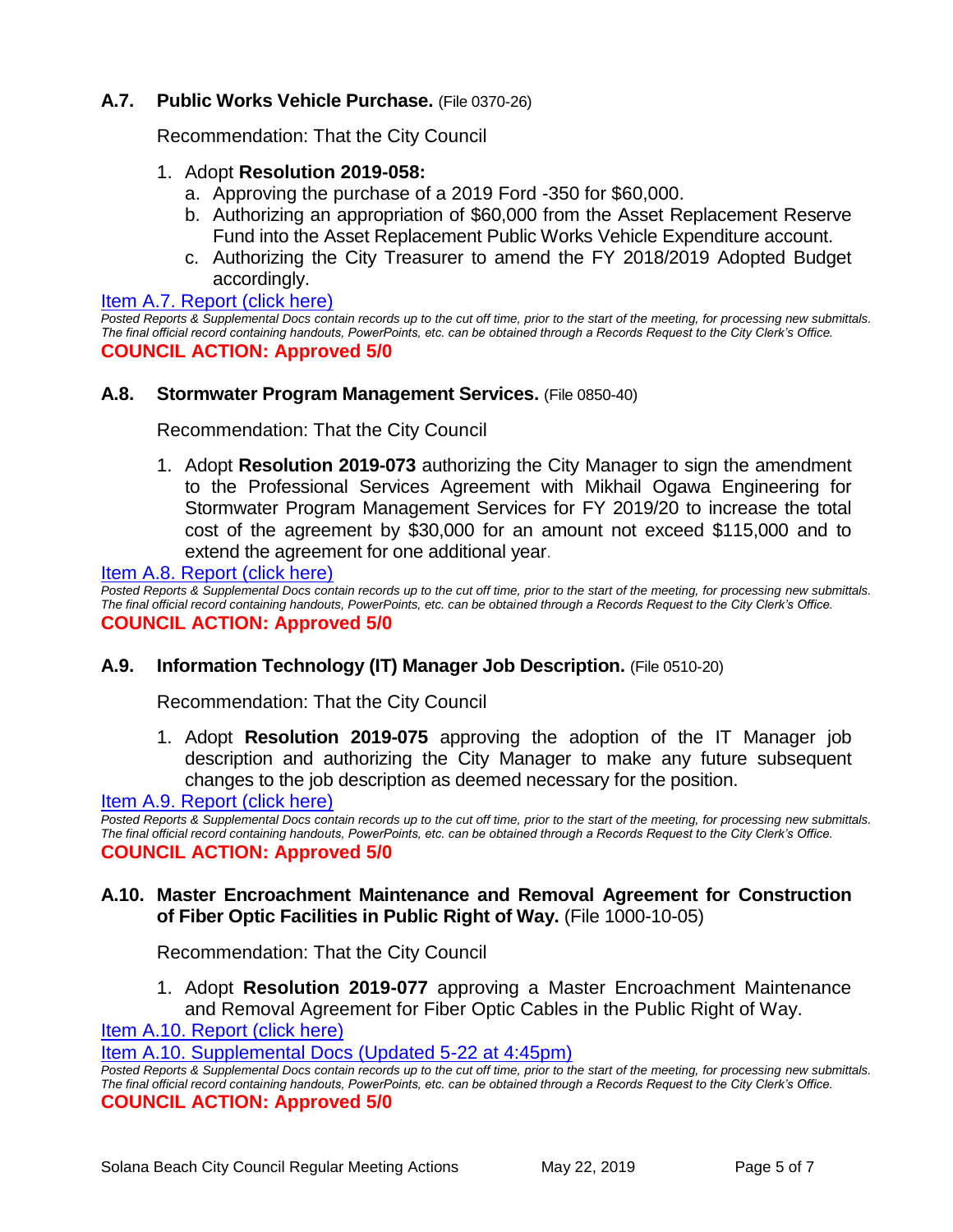### A.7. Public Works Vehicle Purchase. (File 0370-26)

Recommendation: That the City Council

1. Adopt **Resolution 2019-058:**
   a. Approving the purchase of a 2019 Ford -350 for $60,000.
   b. Authorizing an appropriation of $60,000 from the Asset Replacement Reserve Fund into the Asset Replacement Public Works Vehicle Expenditure account.
   c. Authorizing the City Treasurer to amend the FY 2018/2019 Adopted Budget accordingly.

Item A.7. Report (click here)

*Posted Reports & Supplemental Docs contain records up to the cut off time, prior to the start of the meeting, for processing new submittals. The final official record containing handouts, PowerPoints, etc. can be obtained through a Records Request to the City Clerk's Office.*

**COUNCIL ACTION: Approved 5/0**

### A.8. Stormwater Program Management Services. (File 0850-40)

Recommendation: That the City Council

1. Adopt **Resolution 2019-073** authorizing the City Manager to sign the amendment to the Professional Services Agreement with Mikhail Ogawa Engineering for Stormwater Program Management Services for FY 2019/20 to increase the total cost of the agreement by $30,000 for an amount not exceed $115,000 and to extend the agreement for one additional year.

Item A.8. Report (click here)

*Posted Reports & Supplemental Docs contain records up to the cut off time, prior to the start of the meeting, for processing new submittals. The final official record containing handouts, PowerPoints, etc. can be obtained through a Records Request to the City Clerk's Office.*

**COUNCIL ACTION: Approved 5/0**

### A.9. Information Technology (IT) Manager Job Description. (File 0510-20)

Recommendation: That the City Council

1. Adopt **Resolution 2019-075** approving the adoption of the IT Manager job description and authorizing the City Manager to make any future subsequent changes to the job description as deemed necessary for the position.

Item A.9. Report (click here)

*Posted Reports & Supplemental Docs contain records up to the cut off time, prior to the start of the meeting, for processing new submittals. The final official record containing handouts, PowerPoints, etc. can be obtained through a Records Request to the City Clerk's Office.*

**COUNCIL ACTION: Approved 5/0**

### A.10. Master Encroachment Maintenance and Removal Agreement for Construction of Fiber Optic Facilities in Public Right of Way. (File 1000-10-05)

Recommendation: That the City Council

1. Adopt **Resolution 2019-077** approving a Master Encroachment Maintenance and Removal Agreement for Fiber Optic Cables in the Public Right of Way.

Item A.10. Report (click here)

Item A.10. Supplemental Docs (Updated 5-22 at 4:45pm)

*Posted Reports & Supplemental Docs contain records up to the cut off time, prior to the start of the meeting, for processing new submittals. The final official record containing handouts, PowerPoints, etc. can be obtained through a Records Request to the City Clerk's Office.*

**COUNCIL ACTION: Approved 5/0**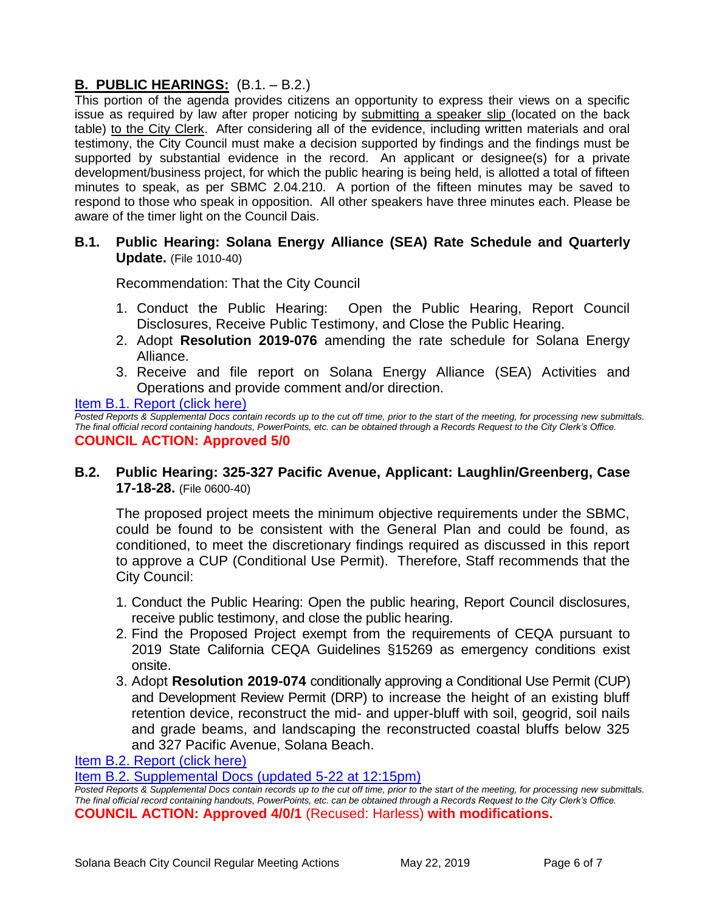## B. PUBLIC HEARINGS: (B.1. – B.2.)

This portion of the agenda provides citizens an opportunity to express their views on a specific issue as required by law after proper noticing by submitting a speaker slip (located on the back table) to the City Clerk. After considering all of the evidence, including written materials and oral testimony, the City Council must make a decision supported by findings and the findings must be supported by substantial evidence in the record. An applicant or designee(s) for a private development/business project, for which the public hearing is being held, is allotted a total of fifteen minutes to speak, as per SBMC 2.04.210. A portion of the fifteen minutes may be saved to respond to those who speak in opposition. All other speakers have three minutes each. Please be aware of the timer light on the Council Dais.

### B.1. Public Hearing: Solana Energy Alliance (SEA) Rate Schedule and Quarterly Update. (File 1010-40)

Recommendation: That the City Council

1. Conduct the Public Hearing: Open the Public Hearing, Report Council Disclosures, Receive Public Testimony, and Close the Public Hearing.
2. Adopt **Resolution 2019-076** amending the rate schedule for Solana Energy Alliance.
3. Receive and file report on Solana Energy Alliance (SEA) Activities and Operations and provide comment and/or direction.

Item B.1. Report (click here)

*Posted Reports & Supplemental Docs contain records up to the cut off time, prior to the start of the meeting, for processing new submittals. The final official record containing handouts, PowerPoints, etc. can be obtained through a Records Request to the City Clerk's Office.*

**COUNCIL ACTION: Approved 5/0**

### B.2. Public Hearing: 325-327 Pacific Avenue, Applicant: Laughlin/Greenberg, Case 17-18-28. (File 0600-40)

The proposed project meets the minimum objective requirements under the SBMC, could be found to be consistent with the General Plan and could be found, as conditioned, to meet the discretionary findings required as discussed in this report to approve a CUP (Conditional Use Permit). Therefore, Staff recommends that the City Council:

1. Conduct the Public Hearing: Open the public hearing, Report Council disclosures, receive public testimony, and close the public hearing.
2. Find the Proposed Project exempt from the requirements of CEQA pursuant to 2019 State California CEQA Guidelines §15269 as emergency conditions exist onsite.
3. Adopt **Resolution 2019-074** conditionally approving a Conditional Use Permit (CUP) and Development Review Permit (DRP) to increase the height of an existing bluff retention device, reconstruct the mid- and upper-bluff with soil, geogrid, soil nails and grade beams, and landscaping the reconstructed coastal bluffs below 325 and 327 Pacific Avenue, Solana Beach.

Item B.2. Report (click here)

Item B.2. Supplemental Docs (updated 5-22 at 12:15pm)

*Posted Reports & Supplemental Docs contain records up to the cut off time, prior to the start of the meeting, for processing new submittals. The final official record containing handouts, PowerPoints, etc. can be obtained through a Records Request to the City Clerk's Office.*

**COUNCIL ACTION: Approved 4/0/1** (Recused: Harless) **with modifications.**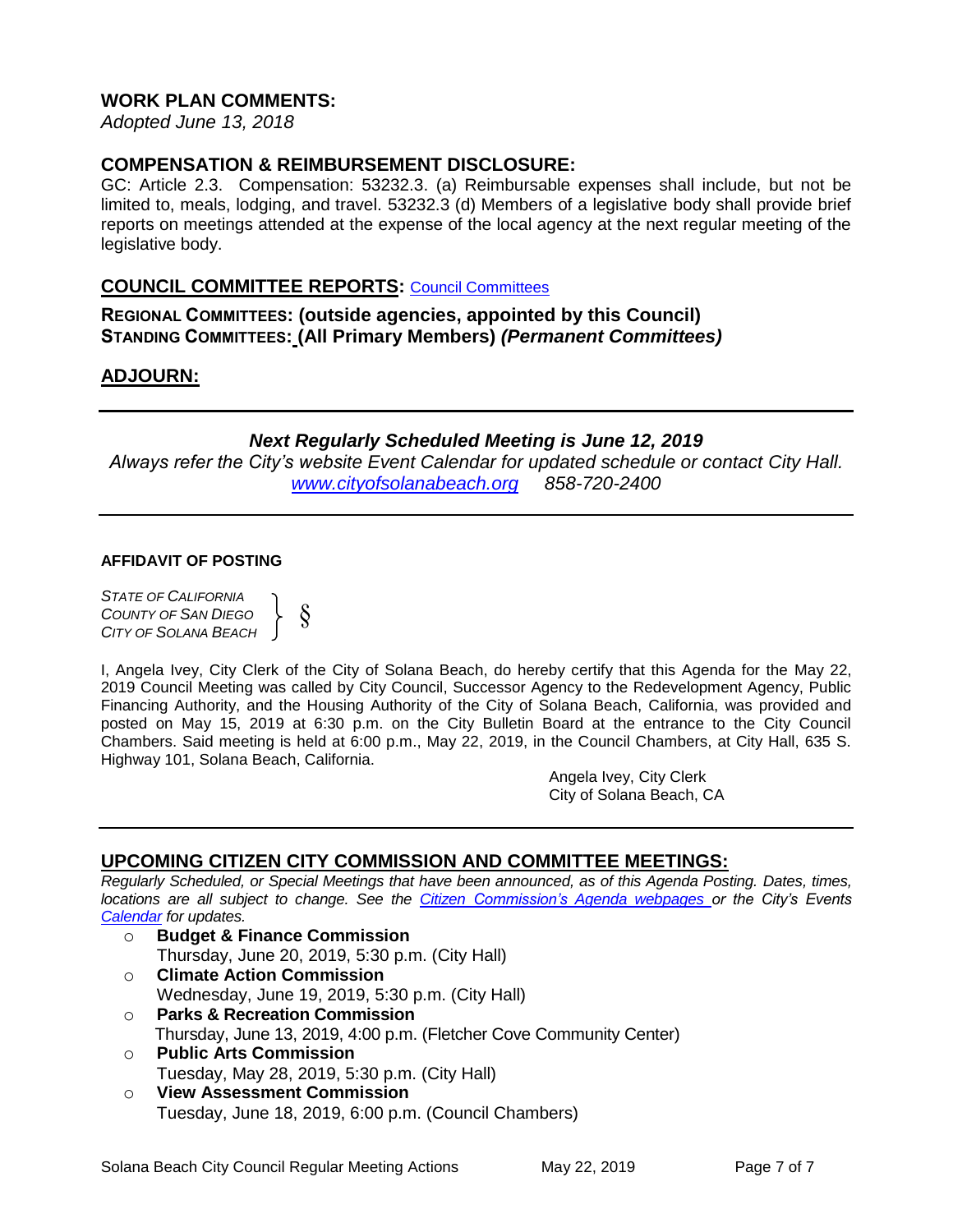## WORK PLAN COMMENTS:

*Adopted June 13, 2018*

## COMPENSATION & REIMBURSEMENT DISCLOSURE:

GC: Article 2.3. Compensation: 53232.3. (a) Reimbursable expenses shall include, but not be limited to, meals, lodging, and travel. 53232.3 (d) Members of a legislative body shall provide brief reports on meetings attended at the expense of the local agency at the next regular meeting of the legislative body.

## COUNCIL COMMITTEE REPORTS: [Council Committees]

**REGIONAL COMMITTEES: (outside agencies, appointed by this Council)**
**STANDING COMMITTEES: (All Primary Members) *(Permanent Committees)***

## ADJOURN:

---

***Next Regularly Scheduled Meeting is June 12, 2019***

*Always refer the City's website Event Calendar for updated schedule or contact City Hall.*
*www.cityofsolanabeach.org 858-720-2400*

---

**AFFIDAVIT OF POSTING**

*STATE OF CALIFORNIA*
*COUNTY OF SAN DIEGO* } §
*CITY OF SOLANA BEACH*

I, Angela Ivey, City Clerk of the City of Solana Beach, do hereby certify that this Agenda for the May 22, 2019 Council Meeting was called by City Council, Successor Agency to the Redevelopment Agency, Public Financing Authority, and the Housing Authority of the City of Solana Beach, California, was provided and posted on May 15, 2019 at 6:30 p.m. on the City Bulletin Board at the entrance to the City Council Chambers. Said meeting is held at 6:00 p.m., May 22, 2019, in the Council Chambers, at City Hall, 635 S. Highway 101, Solana Beach, California.

Angela Ivey, City Clerk
City of Solana Beach, CA

---

## UPCOMING CITIZEN CITY COMMISSION AND COMMITTEE MEETINGS:

*Regularly Scheduled, or Special Meetings that have been announced, as of this Agenda Posting. Dates, times, locations are all subject to change. See the Citizen Commission's Agenda webpages or the City's Events Calendar for updates.*

- **Budget & Finance Commission**
  Thursday, June 20, 2019, 5:30 p.m. (City Hall)
- **Climate Action Commission**
  Wednesday, June 19, 2019, 5:30 p.m. (City Hall)
- **Parks & Recreation Commission**
  Thursday, June 13, 2019, 4:00 p.m. (Fletcher Cove Community Center)
- **Public Arts Commission**
  Tuesday, May 28, 2019, 5:30 p.m. (City Hall)
- **View Assessment Commission**
  Tuesday, June 18, 2019, 6:00 p.m. (Council Chambers)